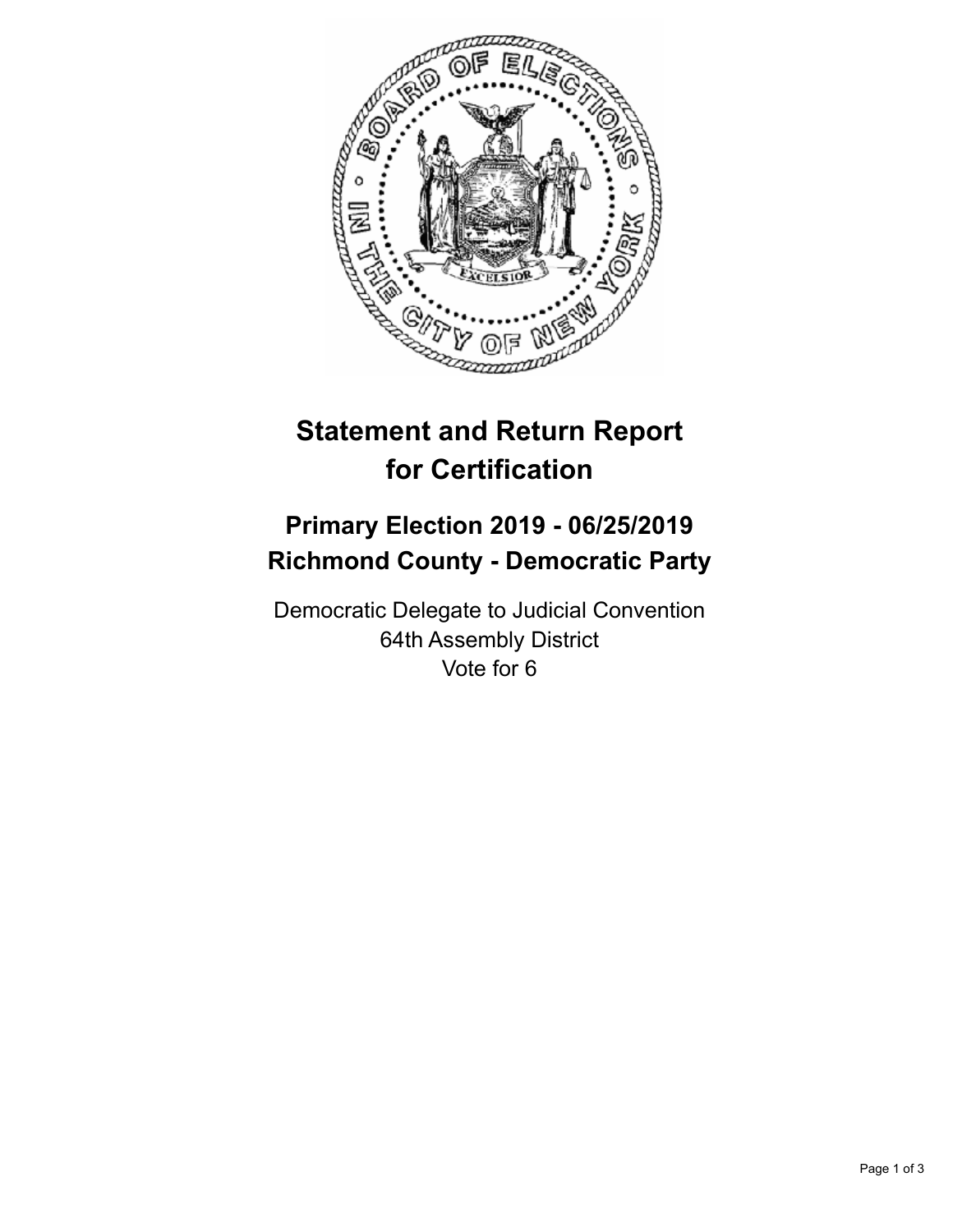# Statement and Return Report for Certification

## Primary Election 2019 - 06/25/2019
## Richmond County - Democratic Party

Democratic Delegate to Judicial Convention
64th Assembly District
Vote for 6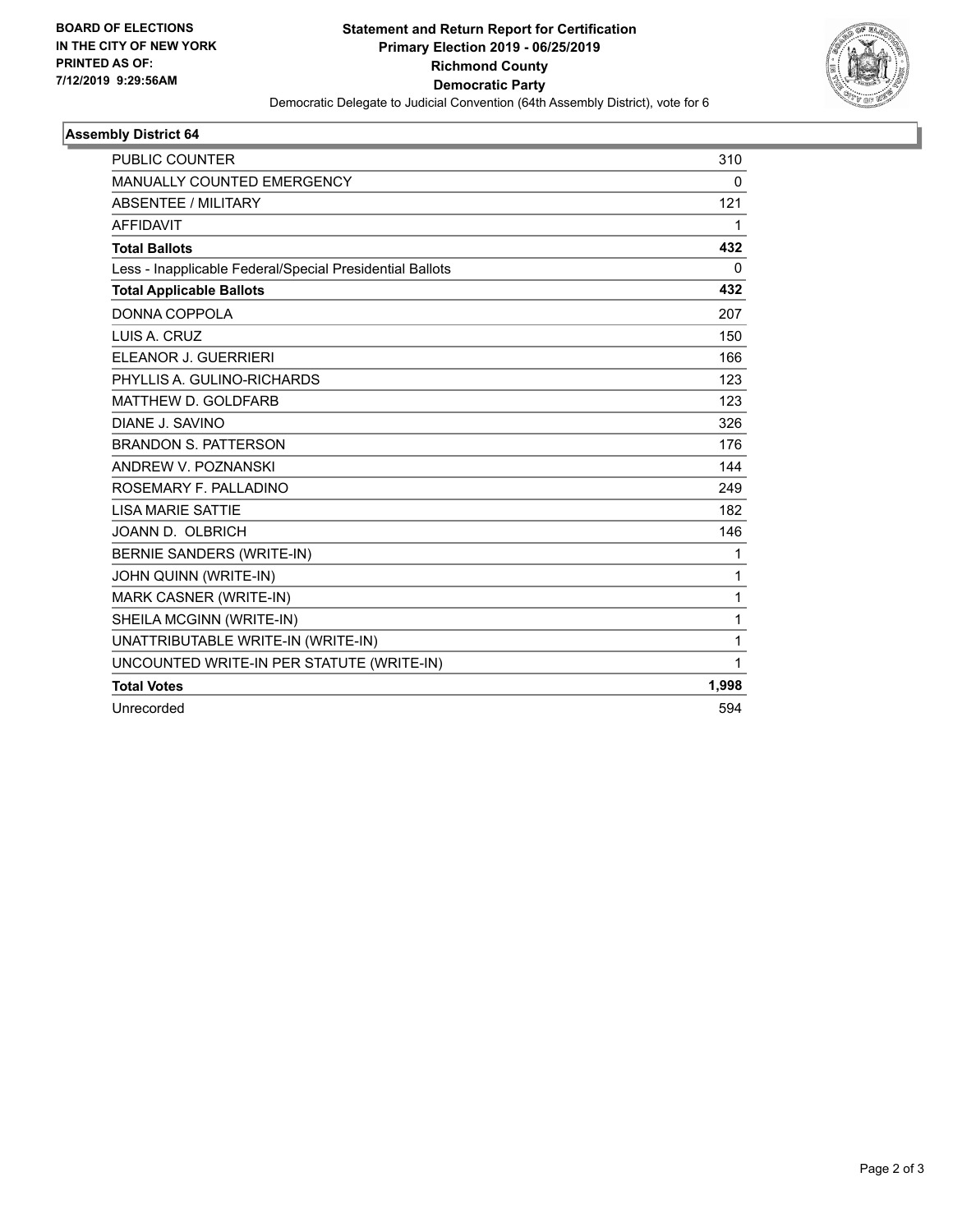BOARD OF ELECTIONS
IN THE CITY OF NEW YORK
PRINTED AS OF:
7/12/2019 9:29:56AM

**Statement and Return Report for Certification**
**Primary Election 2019 - 06/25/2019**
**Richmond County**
**Democratic Party**
Democratic Delegate to Judicial Convention (64th Assembly District), vote for 6

## Assembly District 64

| | |
|---|---|
| PUBLIC COUNTER | 310 |
| MANUALLY COUNTED EMERGENCY | 0 |
| ABSENTEE / MILITARY | 121 |
| AFFIDAVIT | 1 |
| **Total Ballots** | **432** |
| Less - Inapplicable Federal/Special Presidential Ballots | 0 |
| **Total Applicable Ballots** | **432** |
| DONNA COPPOLA | 207 |
| LUIS A. CRUZ | 150 |
| ELEANOR J. GUERRIERI | 166 |
| PHYLLIS A. GULINO-RICHARDS | 123 |
| MATTHEW D. GOLDFARB | 123 |
| DIANE J. SAVINO | 326 |
| BRANDON S. PATTERSON | 176 |
| ANDREW V. POZNANSKI | 144 |
| ROSEMARY F. PALLADINO | 249 |
| LISA MARIE SATTIE | 182 |
| JOANN D. OLBRICH | 146 |
| BERNIE SANDERS (WRITE-IN) | 1 |
| JOHN QUINN (WRITE-IN) | 1 |
| MARK CASNER (WRITE-IN) | 1 |
| SHEILA MCGINN (WRITE-IN) | 1 |
| UNATTRIBUTABLE WRITE-IN (WRITE-IN) | 1 |
| UNCOUNTED WRITE-IN PER STATUTE (WRITE-IN) | 1 |
| **Total Votes** | **1,998** |
| Unrecorded | 594 |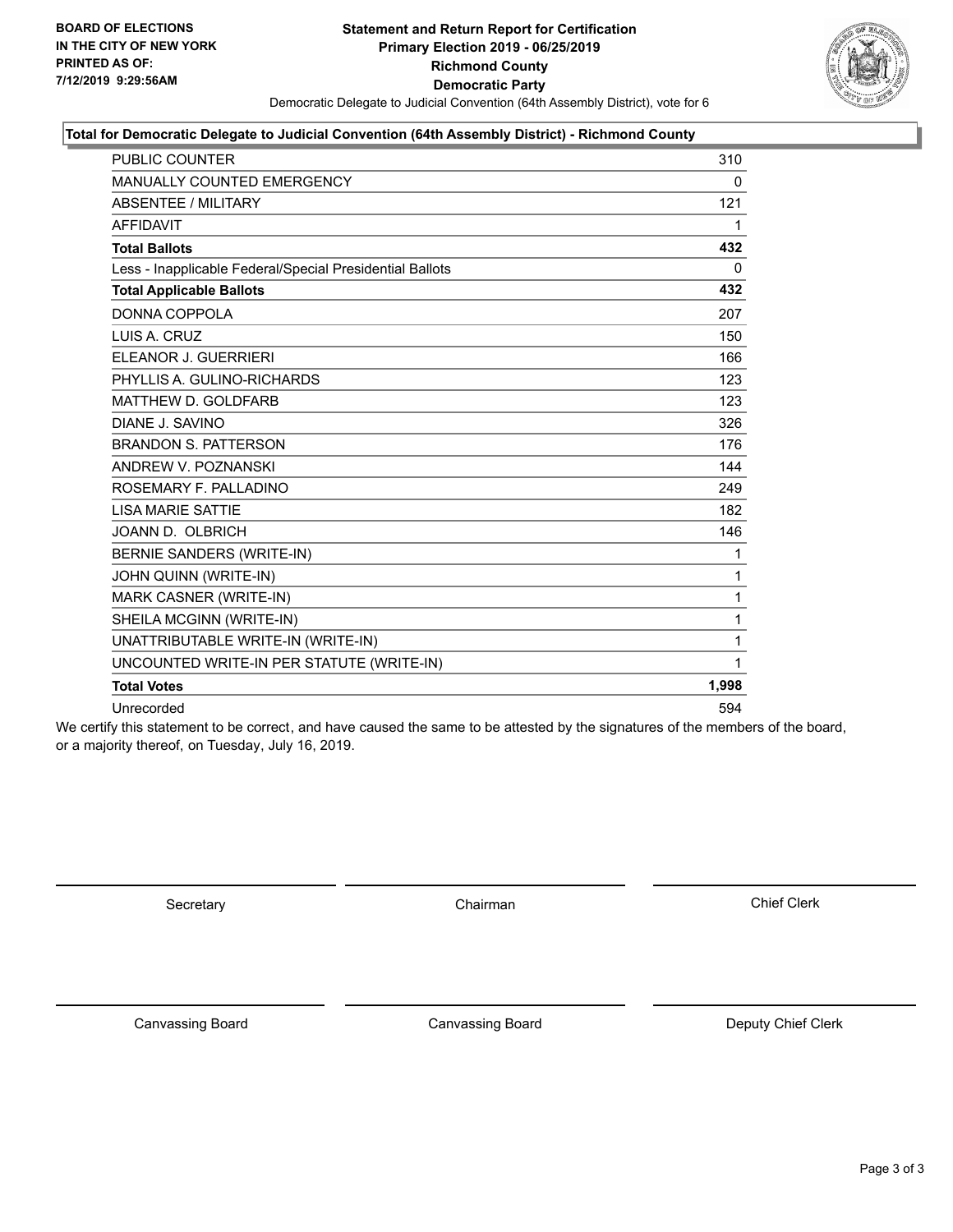**BOARD OF ELECTIONS IN THE CITY OF NEW YORK PRINTED AS OF: 7/12/2019 9:29:56AM**

**Statement and Return Report for Certification**
**Primary Election 2019 - 06/25/2019**
**Richmond County**
**Democratic Party**

Democratic Delegate to Judicial Convention (64th Assembly District), vote for 6

**Total for Democratic Delegate to Judicial Convention (64th Assembly District) - Richmond County**

| | |
|---|---|
| PUBLIC COUNTER | 310 |
| MANUALLY COUNTED EMERGENCY | 0 |
| ABSENTEE / MILITARY | 121 |
| AFFIDAVIT | 1 |
| **Total Ballots** | **432** |
| Less - Inapplicable Federal/Special Presidential Ballots | 0 |
| **Total Applicable Ballots** | **432** |
| DONNA COPPOLA | 207 |
| LUIS A. CRUZ | 150 |
| ELEANOR J. GUERRIERI | 166 |
| PHYLLIS A. GULINO-RICHARDS | 123 |
| MATTHEW D. GOLDFARB | 123 |
| DIANE J. SAVINO | 326 |
| BRANDON S. PATTERSON | 176 |
| ANDREW V. POZNANSKI | 144 |
| ROSEMARY F. PALLADINO | 249 |
| LISA MARIE SATTIE | 182 |
| JOANN D. OLBRICH | 146 |
| BERNIE SANDERS (WRITE-IN) | 1 |
| JOHN QUINN (WRITE-IN) | 1 |
| MARK CASNER (WRITE-IN) | 1 |
| SHEILA MCGINN (WRITE-IN) | 1 |
| UNATTRIBUTABLE WRITE-IN (WRITE-IN) | 1 |
| UNCOUNTED WRITE-IN PER STATUTE (WRITE-IN) | 1 |
| **Total Votes** | **1,998** |
| Unrecorded | 594 |

We certify this statement to be correct, and have caused the same to be attested by the signatures of the members of the board, or a majority thereof, on Tuesday, July 16, 2019.

Secretary

Chairman

Chief Clerk

Canvassing Board

Canvassing Board

Deputy Chief Clerk